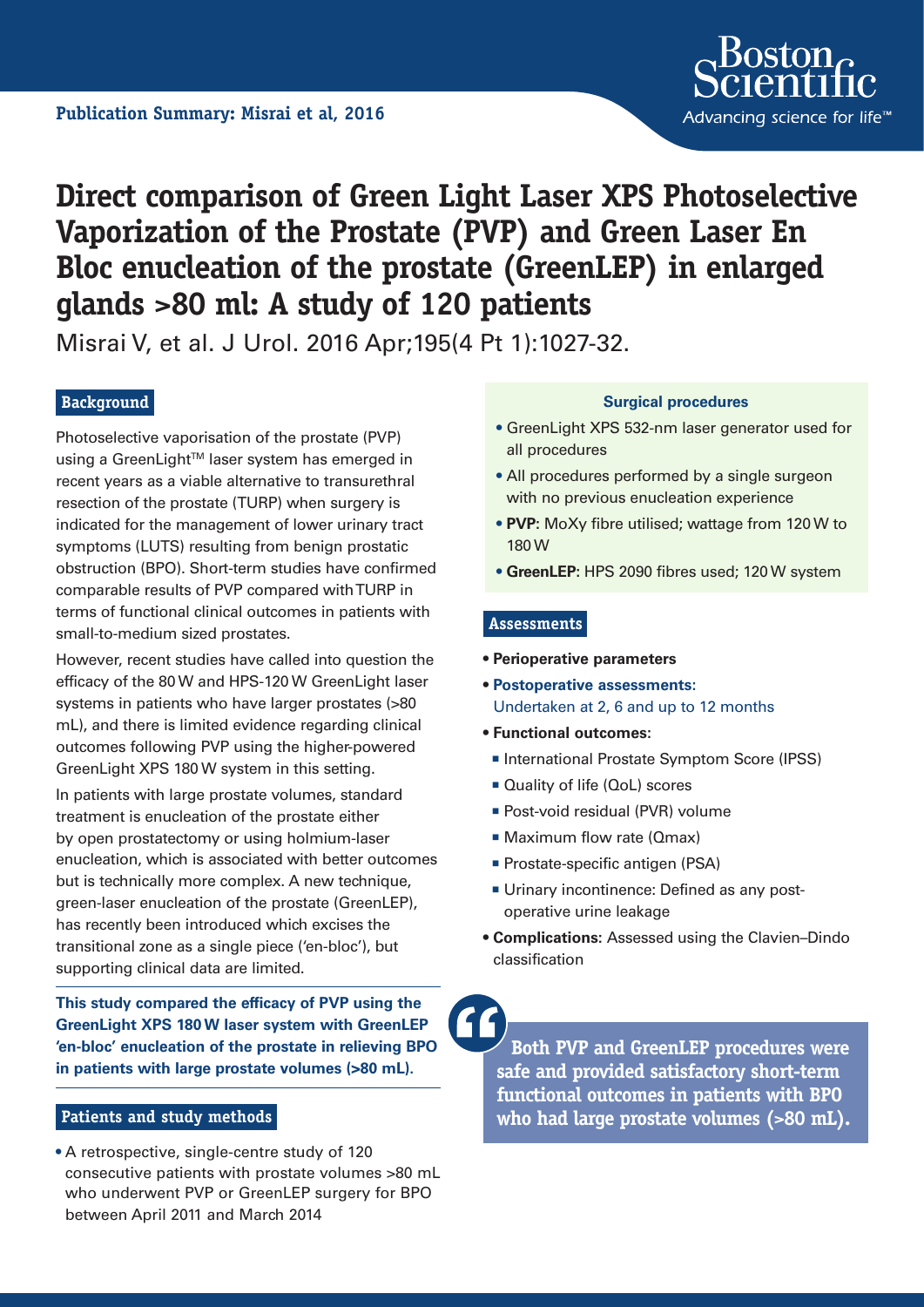Publication Summary: Misrai et al, 2016

# Direct comparison of Green Light Laser XPS Photoselective Vaporization of the Prostate (PVP) and Green Laser En Bloc enucleation of the prostate (GreenLEP) in enlarged glands >80 ml: A study of 120 patients

Misrai V, et al. J Urol. 2016 Apr;195(4 Pt 1):1027-32.

## Background

Photoselective vaporisation of the prostate (PVP) using a GreenLight™ laser system has emerged in recent years as a viable alternative to transurethral resection of the prostate (TURP) when surgery is indicated for the management of lower urinary tract symptoms (LUTS) resulting from benign prostatic obstruction (BPO). Short-term studies have confirmed comparable results of PVP compared with TURP in terms of functional clinical outcomes in patients with small-to-medium sized prostates.

However, recent studies have called into question the efficacy of the 80 W and HPS-120 W GreenLight laser systems in patients who have larger prostates (>80 mL), and there is limited evidence regarding clinical outcomes following PVP using the higher-powered GreenLight XPS 180 W system in this setting.

In patients with large prostate volumes, standard treatment is enucleation of the prostate either by open prostatectomy or using holmium-laser enucleation, which is associated with better outcomes but is technically more complex. A new technique, green-laser enucleation of the prostate (GreenLEP), has recently been introduced which excises the transitional zone as a single piece ('en-bloc'), but supporting clinical data are limited.

**This study compared the efficacy of PVP using the GreenLight XPS 180 W laser system with GreenLEP 'en-bloc' enucleation of the prostate in relieving BPO in patients with large prostate volumes (>80 mL).**

## Patients and study methods

- A retrospective, single-centre study of 120 consecutive patients with prostate volumes >80 mL who underwent PVP or GreenLEP surgery for BPO between April 2011 and March 2014

### Surgical procedures

- GreenLight XPS 532-nm laser generator used for all procedures
- All procedures performed by a single surgeon with no previous enucleation experience
- **PVP:** MoXy fibre utilised; wattage from 120 W to 180 W
- **GreenLEP:** HPS 2090 fibres used; 120 W system

## Assessments

- **Perioperative parameters**
- **Postoperative assessments:** Undertaken at 2, 6 and up to 12 months
- **Functional outcomes:**
  - International Prostate Symptom Score (IPSS)
  - Quality of life (QoL) scores
  - Post-void residual (PVR) volume
  - Maximum flow rate (Qmax)
  - Prostate-specific antigen (PSA)
  - Urinary incontinence: Defined as any post-operative urine leakage
- **Complications:** Assessed using the Clavien–Dindo classification

> **Both PVP and GreenLEP procedures were safe and provided satisfactory short-term functional outcomes in patients with BPO who had large prostate volumes (>80 mL).**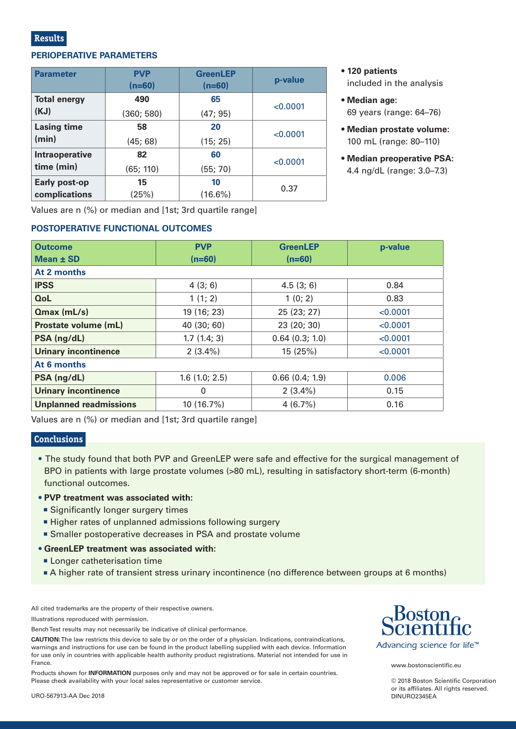## Results

### PERIOPERATIVE PARAMETERS

| Parameter | PVP (n=60) | GreenLEP (n=60) | p-value |
|---|---|---|---|
| Total energy (KJ) | 490 (360; 580) | 65 (47; 95) | <0.0001 |
| Lasing time (min) | 58 (45; 68) | 20 (15; 25) | <0.0001 |
| Intraoperative time (min) | 82 (65; 110) | 60 (55; 70) | <0.0001 |
| Early post-op complications | 15 (25%) | 10 (16.6%) | 0.37 |

Values are n (%) or median and [1st; 3rd quartile range]

- **120 patients** included in the analysis
- **Median age:** 69 years (range: 64–76)
- **Median prostate volume:** 100 mL (range: 80–110)
- **Median preoperative PSA:** 4.4 ng/dL (range: 3.0–7.3)

### POSTOPERATIVE FUNCTIONAL OUTCOMES

| Outcome Mean ± SD | PVP (n=60) | GreenLEP (n=60) | p-value |
|---|---|---|---|
| **At 2 months** | | | |
| IPSS | 4 (3; 6) | 4.5 (3; 6) | 0.84 |
| QoL | 1 (1; 2) | 1 (0; 2) | 0.83 |
| Qmax (mL/s) | 19 (16; 23) | 25 (23; 27) | <0.0001 |
| Prostate volume (mL) | 40 (30; 60) | 23 (20; 30) | <0.0001 |
| PSA (ng/dL) | 1.7 (1.4; 3) | 0.64 (0.3; 1.0) | <0.0001 |
| Urinary incontinence | 2 (3.4%) | 15 (25%) | <0.0001 |
| **At 6 months** | | | |
| PSA (ng/dL) | 1.6 (1.0; 2.5) | 0.66 (0.4; 1.9) | 0.006 |
| Urinary incontinence | 0 | 2 (3.4%) | 0.15 |
| Unplanned readmissions | 10 (16.7%) | 4 (6.7%) | 0.16 |

Values are n (%) or median and [1st; 3rd quartile range]

## Conclusions

- The study found that both PVP and GreenLEP were safe and effective for the surgical management of BPO in patients with large prostate volumes (>80 mL), resulting in satisfactory short-term (6-month) functional outcomes.
- **PVP treatment was associated with:**
  - Significantly longer surgery times
  - Higher rates of unplanned admissions following surgery
  - Smaller postoperative decreases in PSA and prostate volume
- **GreenLEP treatment was associated with:**
  - Longer catheterisation time
  - A higher rate of transient stress urinary incontinence (no difference between groups at 6 months)

All cited trademarks are the property of their respective owners.

Illustrations reproduced with permission.

Bench Test results may not necessarily be indicative of clinical performance.

**CAUTION:** The law restricts this device to sale by or on the order of a physician. Indications, contraindications, warnings and instructions for use can be found in the product labelling supplied with each device. Information for use only in countries with applicable health authority product registrations. Material not intended for use in France.

Products shown for **INFORMATION** purposes only and may not be approved or for sale in certain countries. Please check availability with your local sales representative or customer service.

URO-567913-AA Dec 2018

Boston Scientific
Advancing science for life™

www.bostonscientific.eu

© 2018 Boston Scientific Corporation or its affiliates. All rights reserved.
DINURO2345EA